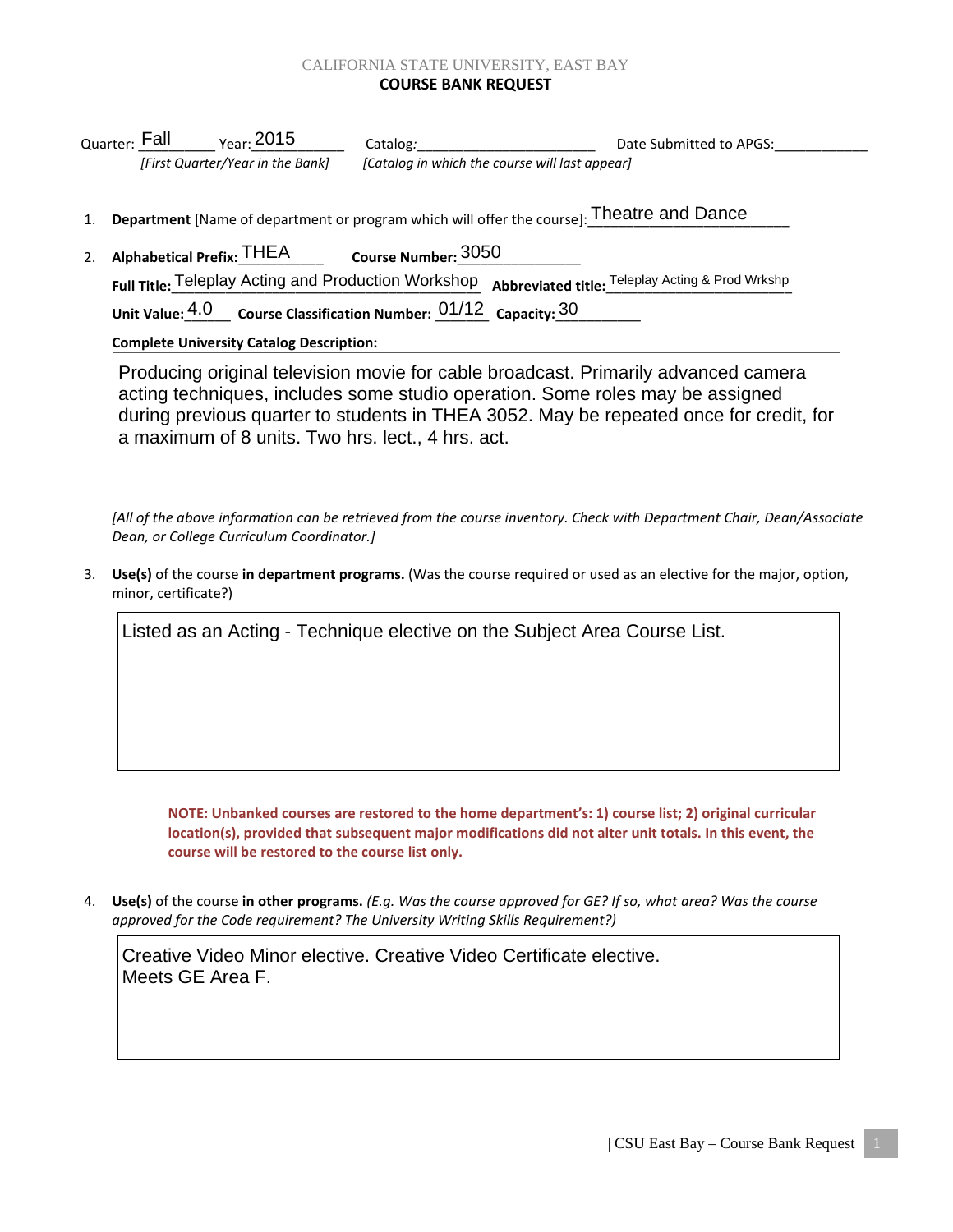CALIFORNIA STATE UNIVERSITY, EAST BAY

**COURSE BANK REQUEST**

Quarter: Fall Year: 2015 Catalog: ______________________ Date Submitted to APGS: ____________

*[First Quarter/Year in the Bank]* *[Catalog in which the course will last appear]*

1. **Department** [Name of department or program which will offer the course]: Theatre and Dance

2. **Alphabetical Prefix:** THEA **Course Number:** 3050

   **Full Title:** Teleplay Acting and Production Workshop **Abbreviated title:** Teleplay Acting & Prod Wrkshp

   **Unit Value:** 4.0 **Course Classification Number:** 01/12 **Capacity:** 30

   **Complete University Catalog Description:**

   Producing original television movie for cable broadcast. Primarily advanced camera acting techniques, includes some studio operation. Some roles may be assigned during previous quarter to students in THEA 3052. May be repeated once for credit, for a maximum of 8 units. Two hrs. lect., 4 hrs. act.

   *[All of the above information can be retrieved from the course inventory. Check with Department Chair, Dean/Associate Dean, or College Curriculum Coordinator.]*

3. **Use(s)** of the course **in department programs.** (Was the course required or used as an elective for the major, option, minor, certificate?)

   Listed as an Acting - Technique elective on the Subject Area Course List.

   **NOTE: Unbanked courses are restored to the home department's: 1) course list; 2) original curricular location(s), provided that subsequent major modifications did not alter unit totals. In this event, the course will be restored to the course list only.**

4. **Use(s)** of the course **in other programs.** *(E.g. Was the course approved for GE? If so, what area? Was the course approved for the Code requirement? The University Writing Skills Requirement?)*

   Creative Video Minor elective. Creative Video Certificate elective.
   Meets GE Area F.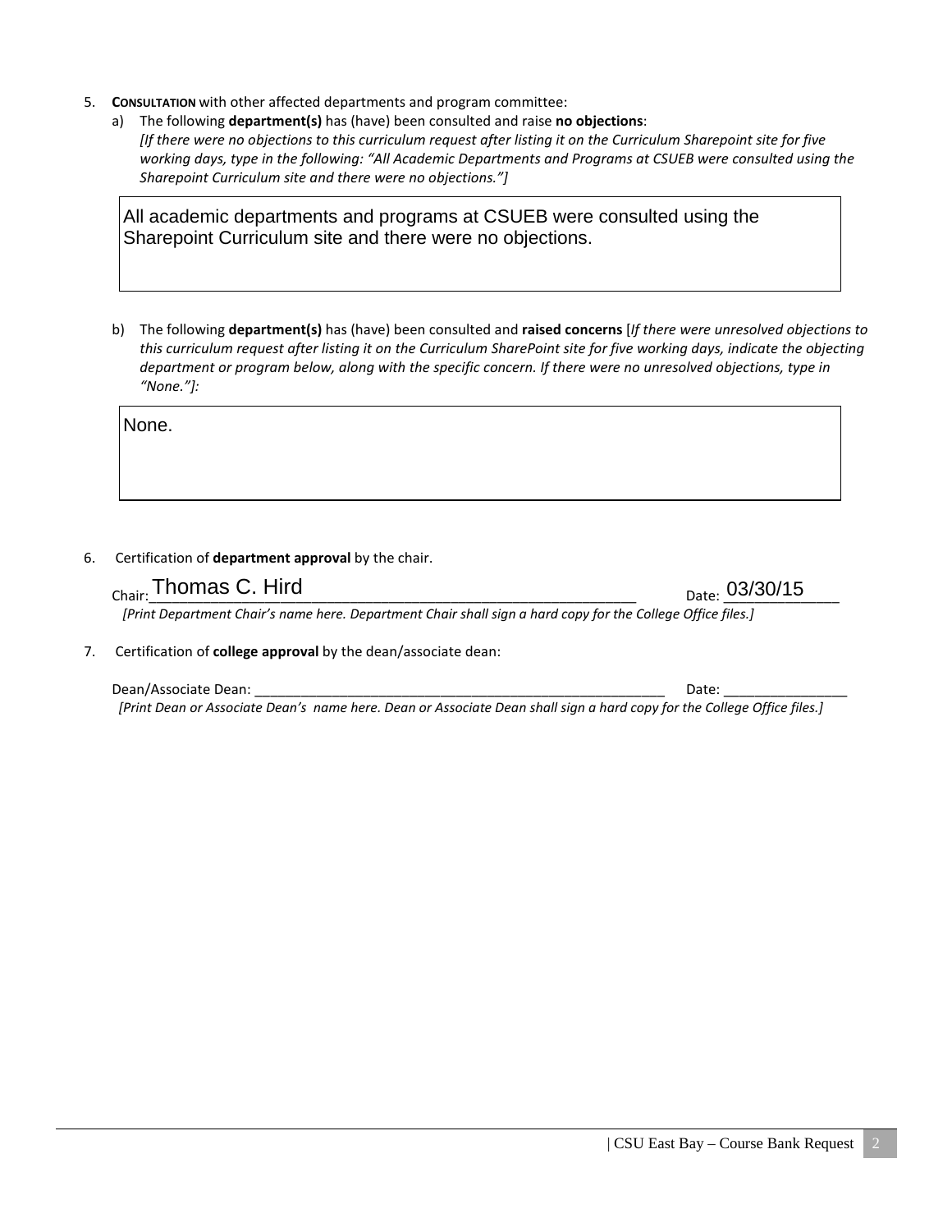5. **CONSULTATION** with other affected departments and program committee:
   a) The following **department(s)** has (have) been consulted and raise **no objections**:
   *[If there were no objections to this curriculum request after listing it on the Curriculum Sharepoint site for five working days, type in the following: "All Academic Departments and Programs at CSUEB were consulted using the Sharepoint Curriculum site and there were no objections."]*

   All academic departments and programs at CSUEB were consulted using the Sharepoint Curriculum site and there were no objections.

   b) The following **department(s)** has (have) been consulted and **raised concerns** [*If there were unresolved objections to this curriculum request after listing it on the Curriculum SharePoint site for five working days, indicate the objecting department or program below, along with the specific concern. If there were no unresolved objections, type in "None."]:*

   None.

6. Certification of **department approval** by the chair.

   Chair: Thomas C. Hird          Date: 03/30/15
   *[Print Department Chair's name here. Department Chair shall sign a hard copy for the College Office files.]*

7. Certification of **college approval** by the dean/associate dean:

   Dean/Associate Dean: ______________________________          Date: ________________
   *[Print Dean or Associate Dean's name here. Dean or Associate Dean shall sign a hard copy for the College Office files.]*